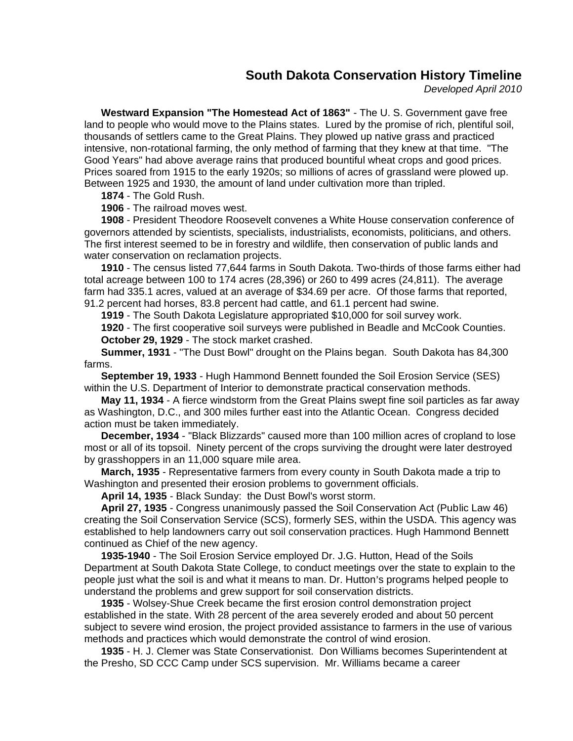# South Dakota Conservation History Timeline

*Developed April 2010*

**Westward Expansion "The Homestead Act of 1863"** - The U. S. Government gave free land to people who would move to the Plains states. Lured by the promise of rich, plentiful soil, thousands of settlers came to the Great Plains. They plowed up native grass and practiced intensive, non-rotational farming, the only method of farming that they knew at that time. "The Good Years" had above average rains that produced bountiful wheat crops and good prices. Prices soared from 1915 to the early 1920s; so millions of acres of grassland were plowed up. Between 1925 and 1930, the amount of land under cultivation more than tripled.

**1874** - The Gold Rush.

**1906** - The railroad moves west.

**1908** - President Theodore Roosevelt convenes a White House conservation conference of governors attended by scientists, specialists, industrialists, economists, politicians, and others. The first interest seemed to be in forestry and wildlife, then conservation of public lands and water conservation on reclamation projects.

**1910** - The census listed 77,644 farms in South Dakota. Two-thirds of those farms either had total acreage between 100 to 174 acres (28,396) or 260 to 499 acres (24,811). The average farm had 335.1 acres, valued at an average of $34.69 per acre. Of those farms that reported, 91.2 percent had horses, 83.8 percent had cattle, and 61.1 percent had swine.

**1919** - The South Dakota Legislature appropriated $10,000 for soil survey work.

**1920** - The first cooperative soil surveys were published in Beadle and McCook Counties.

**October 29, 1929** - The stock market crashed.

**Summer, 1931** - "The Dust Bowl" drought on the Plains began. South Dakota has 84,300 farms.

**September 19, 1933** - Hugh Hammond Bennett founded the Soil Erosion Service (SES) within the U.S. Department of Interior to demonstrate practical conservation methods.

**May 11, 1934** - A fierce windstorm from the Great Plains swept fine soil particles as far away as Washington, D.C., and 300 miles further east into the Atlantic Ocean. Congress decided action must be taken immediately.

**December, 1934** - "Black Blizzards" caused more than 100 million acres of cropland to lose most or all of its topsoil. Ninety percent of the crops surviving the drought were later destroyed by grasshoppers in an 11,000 square mile area.

**March, 1935** - Representative farmers from every county in South Dakota made a trip to Washington and presented their erosion problems to government officials.

**April 14, 1935** - Black Sunday: the Dust Bowl's worst storm.

**April 27, 1935** - Congress unanimously passed the Soil Conservation Act (Public Law 46) creating the Soil Conservation Service (SCS), formerly SES, within the USDA. This agency was established to help landowners carry out soil conservation practices. Hugh Hammond Bennett continued as Chief of the new agency.

**1935-1940** - The Soil Erosion Service employed Dr. J.G. Hutton, Head of the Soils Department at South Dakota State College, to conduct meetings over the state to explain to the people just what the soil is and what it means to man. Dr. Hutton's programs helped people to understand the problems and grew support for soil conservation districts.

**1935** - Wolsey-Shue Creek became the first erosion control demonstration project established in the state. With 28 percent of the area severely eroded and about 50 percent subject to severe wind erosion, the project provided assistance to farmers in the use of various methods and practices which would demonstrate the control of wind erosion.

**1935** - H. J. Clemer was State Conservationist. Don Williams becomes Superintendent at the Presho, SD CCC Camp under SCS supervision. Mr. Williams became a career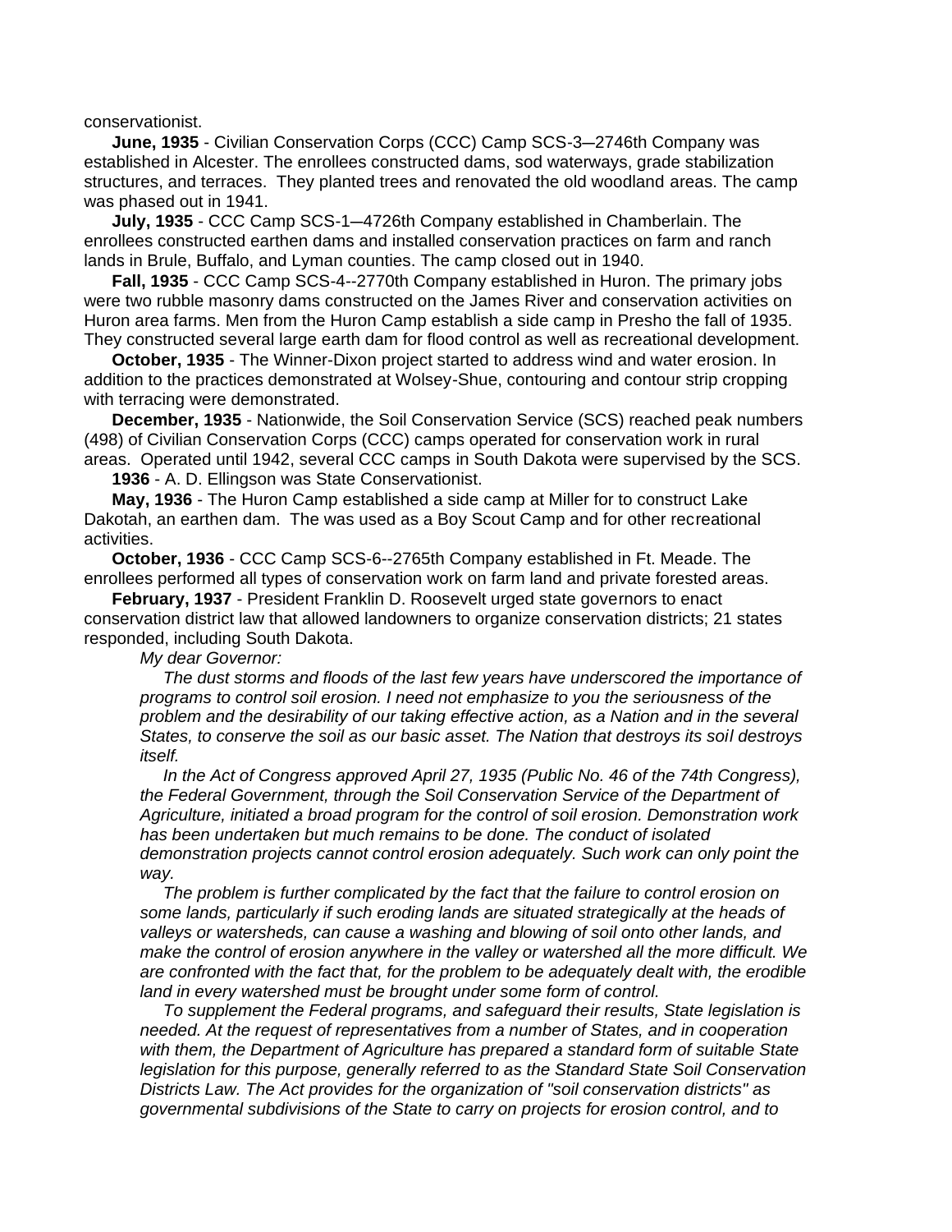conservationist.

**June, 1935** - Civilian Conservation Corps (CCC) Camp SCS-3—2746th Company was established in Alcester. The enrollees constructed dams, sod waterways, grade stabilization structures, and terraces. They planted trees and renovated the old woodland areas. The camp was phased out in 1941.

**July, 1935** - CCC Camp SCS-1—4726th Company established in Chamberlain. The enrollees constructed earthen dams and installed conservation practices on farm and ranch lands in Brule, Buffalo, and Lyman counties. The camp closed out in 1940.

**Fall, 1935** - CCC Camp SCS-4--2770th Company established in Huron. The primary jobs were two rubble masonry dams constructed on the James River and conservation activities on Huron area farms. Men from the Huron Camp establish a side camp in Presho the fall of 1935. They constructed several large earth dam for flood control as well as recreational development.

**October, 1935** - The Winner-Dixon project started to address wind and water erosion. In addition to the practices demonstrated at Wolsey-Shue, contouring and contour strip cropping with terracing were demonstrated.

**December, 1935** - Nationwide, the Soil Conservation Service (SCS) reached peak numbers (498) of Civilian Conservation Corps (CCC) camps operated for conservation work in rural areas. Operated until 1942, several CCC camps in South Dakota were supervised by the SCS.

**1936** - A. D. Ellingson was State Conservationist.

**May, 1936** - The Huron Camp established a side camp at Miller for to construct Lake Dakotah, an earthen dam. The was used as a Boy Scout Camp and for other recreational activities.

**October, 1936** - CCC Camp SCS-6--2765th Company established in Ft. Meade. The enrollees performed all types of conservation work on farm land and private forested areas.

**February, 1937** - President Franklin D. Roosevelt urged state governors to enact conservation district law that allowed landowners to organize conservation districts; 21 states responded, including South Dakota.

*My dear Governor:*

*The dust storms and floods of the last few years have underscored the importance of programs to control soil erosion. I need not emphasize to you the seriousness of the problem and the desirability of our taking effective action, as a Nation and in the several States, to conserve the soil as our basic asset. The Nation that destroys its soil destroys itself.*

*In the Act of Congress approved April 27, 1935 (Public No. 46 of the 74th Congress), the Federal Government, through the Soil Conservation Service of the Department of Agriculture, initiated a broad program for the control of soil erosion. Demonstration work has been undertaken but much remains to be done. The conduct of isolated demonstration projects cannot control erosion adequately. Such work can only point the way.*

*The problem is further complicated by the fact that the failure to control erosion on some lands, particularly if such eroding lands are situated strategically at the heads of valleys or watersheds, can cause a washing and blowing of soil onto other lands, and make the control of erosion anywhere in the valley or watershed all the more difficult. We are confronted with the fact that, for the problem to be adequately dealt with, the erodible land in every watershed must be brought under some form of control.*

*To supplement the Federal programs, and safeguard their results, State legislation is needed. At the request of representatives from a number of States, and in cooperation with them, the Department of Agriculture has prepared a standard form of suitable State legislation for this purpose, generally referred to as the Standard State Soil Conservation Districts Law. The Act provides for the organization of "soil conservation districts" as governmental subdivisions of the State to carry on projects for erosion control, and to*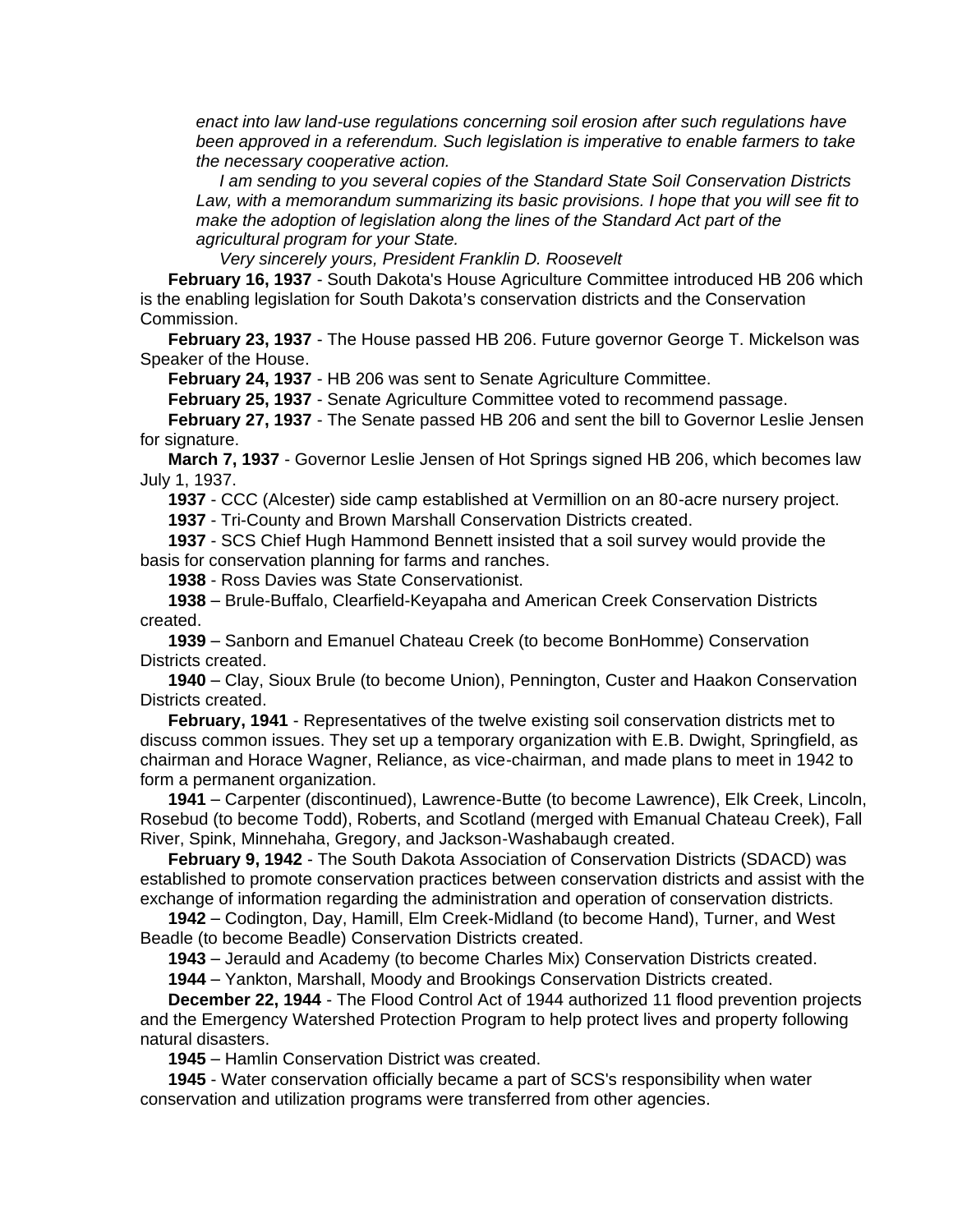*enact into law land-use regulations concerning soil erosion after such regulations have been approved in a referendum. Such legislation is imperative to enable farmers to take the necessary cooperative action.*

*I am sending to you several copies of the Standard State Soil Conservation Districts Law, with a memorandum summarizing its basic provisions. I hope that you will see fit to make the adoption of legislation along the lines of the Standard Act part of the agricultural program for your State.*

*Very sincerely yours, President Franklin D. Roosevelt*

**February 16, 1937** - South Dakota's House Agriculture Committee introduced HB 206 which is the enabling legislation for South Dakota's conservation districts and the Conservation Commission.

**February 23, 1937** - The House passed HB 206. Future governor George T. Mickelson was Speaker of the House.

**February 24, 1937** - HB 206 was sent to Senate Agriculture Committee.

**February 25, 1937** - Senate Agriculture Committee voted to recommend passage.

**February 27, 1937** - The Senate passed HB 206 and sent the bill to Governor Leslie Jensen for signature.

**March 7, 1937** - Governor Leslie Jensen of Hot Springs signed HB 206, which becomes law July 1, 1937.

**1937** - CCC (Alcester) side camp established at Vermillion on an 80-acre nursery project.

**1937** - Tri-County and Brown Marshall Conservation Districts created.

**1937** - SCS Chief Hugh Hammond Bennett insisted that a soil survey would provide the basis for conservation planning for farms and ranches.

**1938** - Ross Davies was State Conservationist.

**1938** – Brule-Buffalo, Clearfield-Keyapaha and American Creek Conservation Districts created.

**1939** – Sanborn and Emanuel Chateau Creek (to become BonHomme) Conservation Districts created.

**1940** – Clay, Sioux Brule (to become Union), Pennington, Custer and Haakon Conservation Districts created.

**February, 1941** - Representatives of the twelve existing soil conservation districts met to discuss common issues. They set up a temporary organization with E.B. Dwight, Springfield, as chairman and Horace Wagner, Reliance, as vice-chairman, and made plans to meet in 1942 to form a permanent organization.

**1941** – Carpenter (discontinued), Lawrence-Butte (to become Lawrence), Elk Creek, Lincoln, Rosebud (to become Todd), Roberts, and Scotland (merged with Emanual Chateau Creek), Fall River, Spink, Minnehaha, Gregory, and Jackson-Washabaugh created.

**February 9, 1942** - The South Dakota Association of Conservation Districts (SDACD) was established to promote conservation practices between conservation districts and assist with the exchange of information regarding the administration and operation of conservation districts.

**1942** – Codington, Day, Hamill, Elm Creek-Midland (to become Hand), Turner, and West Beadle (to become Beadle) Conservation Districts created.

**1943** – Jerauld and Academy (to become Charles Mix) Conservation Districts created.

**1944** – Yankton, Marshall, Moody and Brookings Conservation Districts created.

**December 22, 1944** - The Flood Control Act of 1944 authorized 11 flood prevention projects and the Emergency Watershed Protection Program to help protect lives and property following natural disasters.

**1945** – Hamlin Conservation District was created.

**1945** - Water conservation officially became a part of SCS's responsibility when water conservation and utilization programs were transferred from other agencies.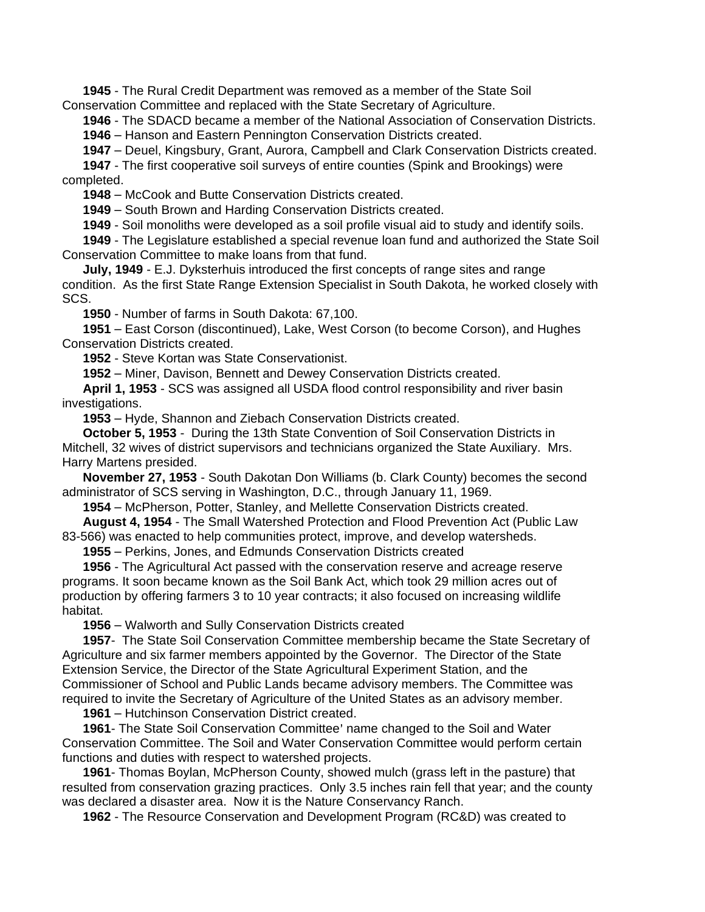**1945** - The Rural Credit Department was removed as a member of the State Soil Conservation Committee and replaced with the State Secretary of Agriculture.

**1946** - The SDACD became a member of the National Association of Conservation Districts.

**1946** – Hanson and Eastern Pennington Conservation Districts created.

**1947** – Deuel, Kingsbury, Grant, Aurora, Campbell and Clark Conservation Districts created.

**1947** - The first cooperative soil surveys of entire counties (Spink and Brookings) were completed.

**1948** – McCook and Butte Conservation Districts created.

**1949** – South Brown and Harding Conservation Districts created.

**1949** - Soil monoliths were developed as a soil profile visual aid to study and identify soils.

**1949** - The Legislature established a special revenue loan fund and authorized the State Soil Conservation Committee to make loans from that fund.

**July, 1949** - E.J. Dyksterhuis introduced the first concepts of range sites and range condition. As the first State Range Extension Specialist in South Dakota, he worked closely with SCS.

**1950** - Number of farms in South Dakota: 67,100.

**1951** – East Corson (discontinued), Lake, West Corson (to become Corson), and Hughes Conservation Districts created.

**1952** - Steve Kortan was State Conservationist.

**1952** – Miner, Davison, Bennett and Dewey Conservation Districts created.

**April 1, 1953** - SCS was assigned all USDA flood control responsibility and river basin investigations.

**1953** – Hyde, Shannon and Ziebach Conservation Districts created.

**October 5, 1953** - During the 13th State Convention of Soil Conservation Districts in Mitchell, 32 wives of district supervisors and technicians organized the State Auxiliary. Mrs. Harry Martens presided.

**November 27, 1953** - South Dakotan Don Williams (b. Clark County) becomes the second administrator of SCS serving in Washington, D.C., through January 11, 1969.

**1954** – McPherson, Potter, Stanley, and Mellette Conservation Districts created.

**August 4, 1954** - The Small Watershed Protection and Flood Prevention Act (Public Law 83-566) was enacted to help communities protect, improve, and develop watersheds.

**1955** – Perkins, Jones, and Edmunds Conservation Districts created

**1956** - The Agricultural Act passed with the conservation reserve and acreage reserve programs. It soon became known as the Soil Bank Act, which took 29 million acres out of production by offering farmers 3 to 10 year contracts; it also focused on increasing wildlife habitat.

**1956** – Walworth and Sully Conservation Districts created

**1957**- The State Soil Conservation Committee membership became the State Secretary of Agriculture and six farmer members appointed by the Governor. The Director of the State Extension Service, the Director of the State Agricultural Experiment Station, and the Commissioner of School and Public Lands became advisory members. The Committee was required to invite the Secretary of Agriculture of the United States as an advisory member.

**1961** – Hutchinson Conservation District created.

**1961**- The State Soil Conservation Committee' name changed to the Soil and Water Conservation Committee. The Soil and Water Conservation Committee would perform certain functions and duties with respect to watershed projects.

**1961**- Thomas Boylan, McPherson County, showed mulch (grass left in the pasture) that resulted from conservation grazing practices. Only 3.5 inches rain fell that year; and the county was declared a disaster area. Now it is the Nature Conservancy Ranch.

**1962** - The Resource Conservation and Development Program (RC&D) was created to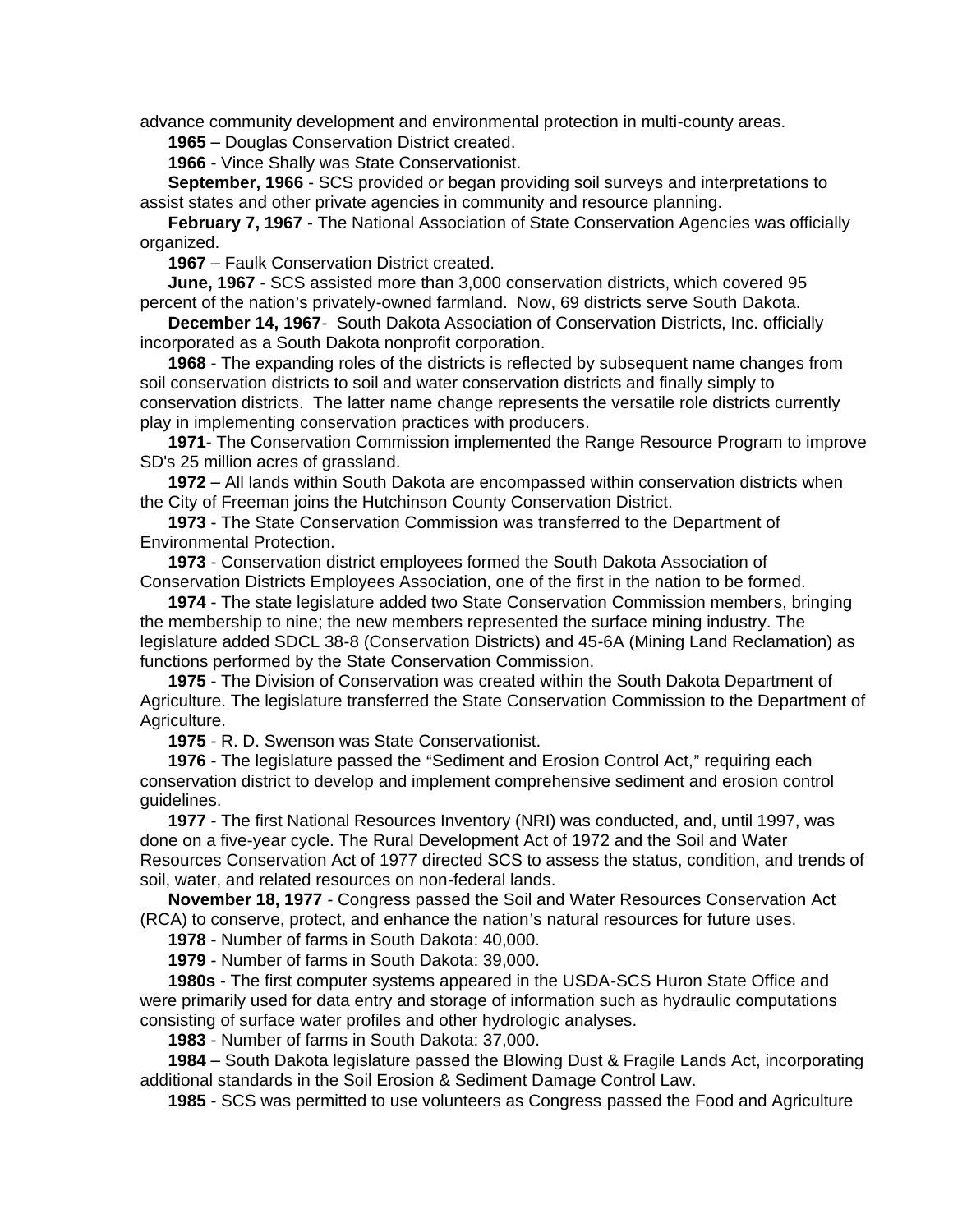advance community development and environmental protection in multi-county areas.

**1965** – Douglas Conservation District created.

**1966** - Vince Shally was State Conservationist.

**September, 1966** - SCS provided or began providing soil surveys and interpretations to assist states and other private agencies in community and resource planning.

**February 7, 1967** - The National Association of State Conservation Agencies was officially organized.

**1967** – Faulk Conservation District created.

**June, 1967** - SCS assisted more than 3,000 conservation districts, which covered 95 percent of the nation's privately-owned farmland. Now, 69 districts serve South Dakota.

**December 14, 1967**- South Dakota Association of Conservation Districts, Inc. officially incorporated as a South Dakota nonprofit corporation.

**1968** - The expanding roles of the districts is reflected by subsequent name changes from soil conservation districts to soil and water conservation districts and finally simply to conservation districts. The latter name change represents the versatile role districts currently play in implementing conservation practices with producers.

**1971**- The Conservation Commission implemented the Range Resource Program to improve SD's 25 million acres of grassland.

**1972** – All lands within South Dakota are encompassed within conservation districts when the City of Freeman joins the Hutchinson County Conservation District.

**1973** - The State Conservation Commission was transferred to the Department of Environmental Protection.

**1973** - Conservation district employees formed the South Dakota Association of Conservation Districts Employees Association, one of the first in the nation to be formed.

**1974** - The state legislature added two State Conservation Commission members, bringing the membership to nine; the new members represented the surface mining industry. The legislature added SDCL 38-8 (Conservation Districts) and 45-6A (Mining Land Reclamation) as functions performed by the State Conservation Commission.

**1975** - The Division of Conservation was created within the South Dakota Department of Agriculture. The legislature transferred the State Conservation Commission to the Department of Agriculture.

**1975** - R. D. Swenson was State Conservationist.

**1976** - The legislature passed the "Sediment and Erosion Control Act," requiring each conservation district to develop and implement comprehensive sediment and erosion control guidelines.

**1977** - The first National Resources Inventory (NRI) was conducted, and, until 1997, was done on a five-year cycle. The Rural Development Act of 1972 and the Soil and Water Resources Conservation Act of 1977 directed SCS to assess the status, condition, and trends of soil, water, and related resources on non-federal lands.

**November 18, 1977** - Congress passed the Soil and Water Resources Conservation Act (RCA) to conserve, protect, and enhance the nation's natural resources for future uses.

**1978** - Number of farms in South Dakota: 40,000.

**1979** - Number of farms in South Dakota: 39,000.

**1980s** - The first computer systems appeared in the USDA-SCS Huron State Office and were primarily used for data entry and storage of information such as hydraulic computations consisting of surface water profiles and other hydrologic analyses.

**1983** - Number of farms in South Dakota: 37,000.

**1984** – South Dakota legislature passed the Blowing Dust & Fragile Lands Act, incorporating additional standards in the Soil Erosion & Sediment Damage Control Law.

**1985** - SCS was permitted to use volunteers as Congress passed the Food and Agriculture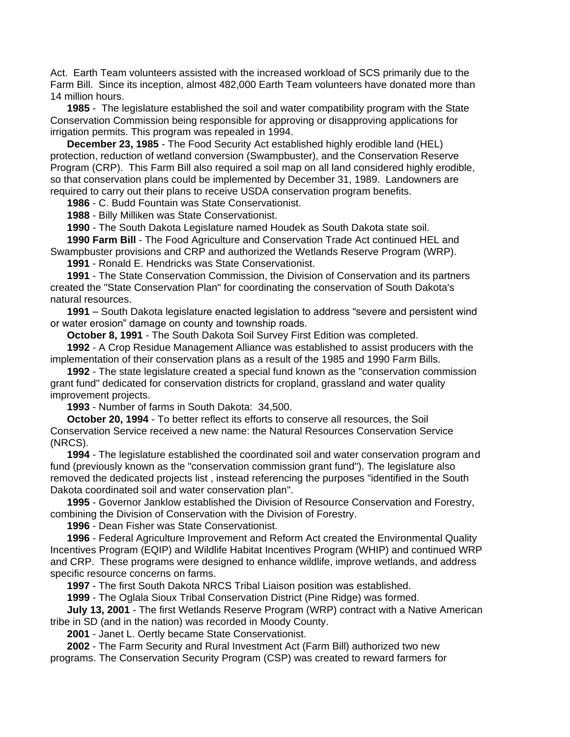Act. Earth Team volunteers assisted with the increased workload of SCS primarily due to the Farm Bill. Since its inception, almost 482,000 Earth Team volunteers have donated more than 14 million hours.

**1985** - The legislature established the soil and water compatibility program with the State Conservation Commission being responsible for approving or disapproving applications for irrigation permits. This program was repealed in 1994.

**December 23, 1985** - The Food Security Act established highly erodible land (HEL) protection, reduction of wetland conversion (Swampbuster), and the Conservation Reserve Program (CRP). This Farm Bill also required a soil map on all land considered highly erodible, so that conservation plans could be implemented by December 31, 1989. Landowners are required to carry out their plans to receive USDA conservation program benefits.

**1986** - C. Budd Fountain was State Conservationist.

**1988** - Billy Milliken was State Conservationist.

**1990** - The South Dakota Legislature named Houdek as South Dakota state soil.

**1990 Farm Bill** - The Food Agriculture and Conservation Trade Act continued HEL and Swampbuster provisions and CRP and authorized the Wetlands Reserve Program (WRP).

**1991** - Ronald E. Hendricks was State Conservationist.

**1991** - The State Conservation Commission, the Division of Conservation and its partners created the "State Conservation Plan" for coordinating the conservation of South Dakota's natural resources.

**1991** – South Dakota legislature enacted legislation to address “severe and persistent wind or water erosion” damage on county and township roads.

**October 8, 1991** - The South Dakota Soil Survey First Edition was completed.

**1992** - A Crop Residue Management Alliance was established to assist producers with the implementation of their conservation plans as a result of the 1985 and 1990 Farm Bills.

**1992** - The state legislature created a special fund known as the "conservation commission grant fund" dedicated for conservation districts for cropland, grassland and water quality improvement projects.

**1993** - Number of farms in South Dakota: 34,500.

**October 20, 1994** - To better reflect its efforts to conserve all resources, the Soil Conservation Service received a new name: the Natural Resources Conservation Service (NRCS).

**1994** - The legislature established the coordinated soil and water conservation program and fund (previously known as the "conservation commission grant fund"). The legislature also removed the dedicated projects list , instead referencing the purposes "identified in the South Dakota coordinated soil and water conservation plan".

**1995** - Governor Janklow established the Division of Resource Conservation and Forestry, combining the Division of Conservation with the Division of Forestry.

**1996** - Dean Fisher was State Conservationist.

**1996** - Federal Agriculture Improvement and Reform Act created the Environmental Quality Incentives Program (EQIP) and Wildlife Habitat Incentives Program (WHIP) and continued WRP and CRP. These programs were designed to enhance wildlife, improve wetlands, and address specific resource concerns on farms.

**1997** - The first South Dakota NRCS Tribal Liaison position was established.

**1999** - The Oglala Sioux Tribal Conservation District (Pine Ridge) was formed.

**July 13, 2001** - The first Wetlands Reserve Program (WRP) contract with a Native American tribe in SD (and in the nation) was recorded in Moody County.

**2001** - Janet L. Oertly became State Conservationist.

**2002** - The Farm Security and Rural Investment Act (Farm Bill) authorized two new programs. The Conservation Security Program (CSP) was created to reward farmers for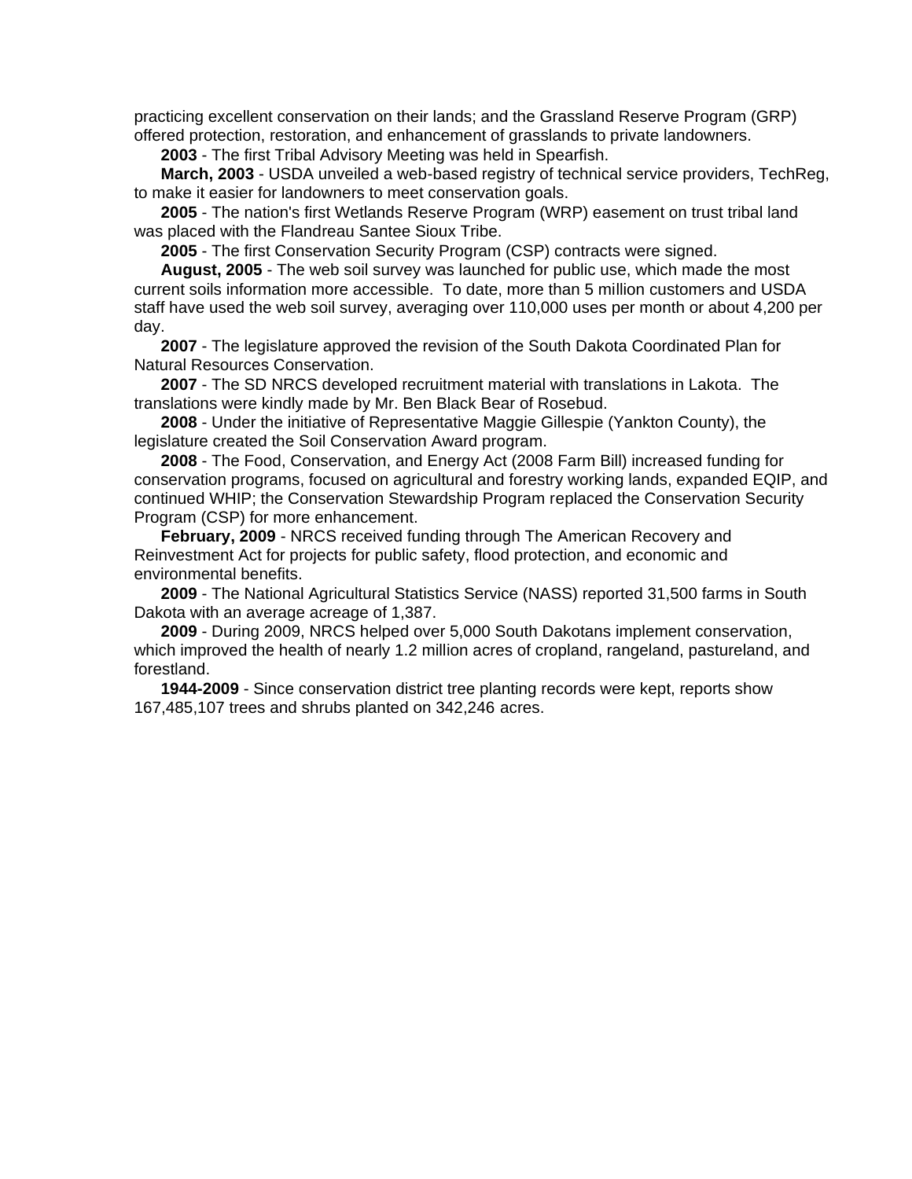practicing excellent conservation on their lands; and the Grassland Reserve Program (GRP) offered protection, restoration, and enhancement of grasslands to private landowners.

**2003** - The first Tribal Advisory Meeting was held in Spearfish.

**March, 2003** - USDA unveiled a web-based registry of technical service providers, TechReg, to make it easier for landowners to meet conservation goals.

**2005** - The nation's first Wetlands Reserve Program (WRP) easement on trust tribal land was placed with the Flandreau Santee Sioux Tribe.

**2005** - The first Conservation Security Program (CSP) contracts were signed.

**August, 2005** - The web soil survey was launched for public use, which made the most current soils information more accessible. To date, more than 5 million customers and USDA staff have used the web soil survey, averaging over 110,000 uses per month or about 4,200 per day.

**2007** - The legislature approved the revision of the South Dakota Coordinated Plan for Natural Resources Conservation.

**2007** - The SD NRCS developed recruitment material with translations in Lakota. The translations were kindly made by Mr. Ben Black Bear of Rosebud.

**2008** - Under the initiative of Representative Maggie Gillespie (Yankton County), the legislature created the Soil Conservation Award program.

**2008** - The Food, Conservation, and Energy Act (2008 Farm Bill) increased funding for conservation programs, focused on agricultural and forestry working lands, expanded EQIP, and continued WHIP; the Conservation Stewardship Program replaced the Conservation Security Program (CSP) for more enhancement.

**February, 2009** - NRCS received funding through The American Recovery and Reinvestment Act for projects for public safety, flood protection, and economic and environmental benefits.

**2009** - The National Agricultural Statistics Service (NASS) reported 31,500 farms in South Dakota with an average acreage of 1,387.

**2009** - During 2009, NRCS helped over 5,000 South Dakotans implement conservation, which improved the health of nearly 1.2 million acres of cropland, rangeland, pastureland, and forestland.

**1944-2009** - Since conservation district tree planting records were kept, reports show 167,485,107 trees and shrubs planted on 342,246 acres.